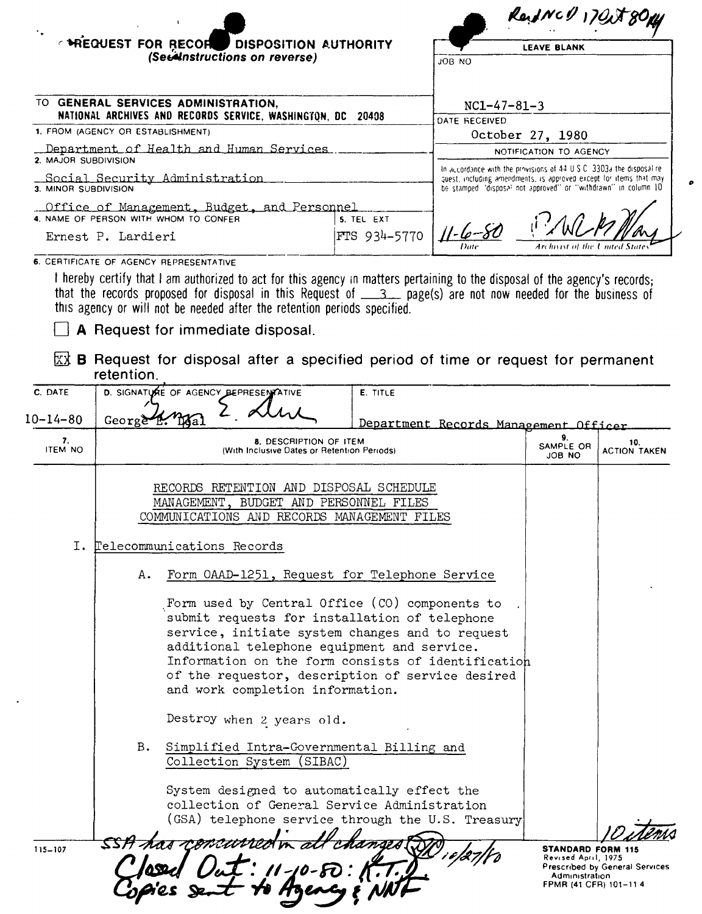Recd NCD 17 Oct 80 kj

**REQUEST FOR RECORDS DISPOSITION AUTHORITY**
*(See Instructions on reverse)*

| LEAVE BLANK |
|---|
| JOB NO: NC1-47-81-3 |
| DATE RECEIVED: October 27, 1980 |
| NOTIFICATION TO AGENCY |
| In accordance with the provisions of 44 U.S.C. 3303a the disposal request, including amendments, is approved except for items that may be stamped "disposal not approved" or "withdrawn" in column 10 |
| 11-6-80 — Date; (signature) — Archivist of the United States |

TO: **GENERAL SERVICES ADMINISTRATION, NATIONAL ARCHIVES AND RECORDS SERVICE, WASHINGTON, DC 20408**

1. FROM (AGENCY OR ESTABLISHMENT): Department of Health and Human Services
2. MAJOR SUBDIVISION: Social Security Administration
3. MINOR SUBDIVISION: Office of Management, Budget, and Personnel
4. NAME OF PERSON WITH WHOM TO CONFER: Ernest P. Lardieri
5. TEL EXT: FTS 934-5770

6. CERTIFICATE OF AGENCY REPRESENTATIVE

I hereby certify that I am authorized to act for this agency in matters pertaining to the disposal of the agency's records; that the records proposed for disposal in this Request of 3 page(s) are not now needed for the business of this agency or will not be needed after the retention periods specified.

☐ **A** Request for immediate disposal.

☒ **B** Request for disposal after a specified period of time or request for permanent retention.

| C. DATE | D. SIGNATURE OF AGENCY REPRESENTATIVE | E. TITLE |
|---|---|---|
| 10-14-80 | George E. Deal | Department Records Management Officer |

| 7. ITEM NO | 8. DESCRIPTION OF ITEM (With Inclusive Dates or Retention Periods) | 9. SAMPLE OR JOB NO | 10. ACTION TAKEN |
|---|---|---|---|

RECORDS RETENTION AND DISPOSAL SCHEDULE
MANAGEMENT, BUDGET AND PERSONNEL FILES
COMMUNICATIONS AND RECORDS MANAGEMENT FILES

I. Telecommunications Records

A. Form OAAD-1251, Request for Telephone Service

Form used by Central Office (CO) components to submit requests for installation of telephone service, initiate system changes and to request additional telephone equipment and service. Information on the form consists of identification of the requestor, description of service desired and work completion information.

Destroy when 2 years old.

B. Simplified Intra-Governmental Billing and Collection System (SIBAC)

System designed to automatically effect the collection of General Service Administration (GSA) telephone service through the U.S. Treasury

10 items

SSA has concurred in all changes (initials) 10/27/80

Closed Out: 11-10-80: K.T.
Copies sent to Agency & NNF

115-107

STANDARD FORM 115
Revised April, 1975
Prescribed by General Services Administration
FPMR (41 CFR) 101-11.4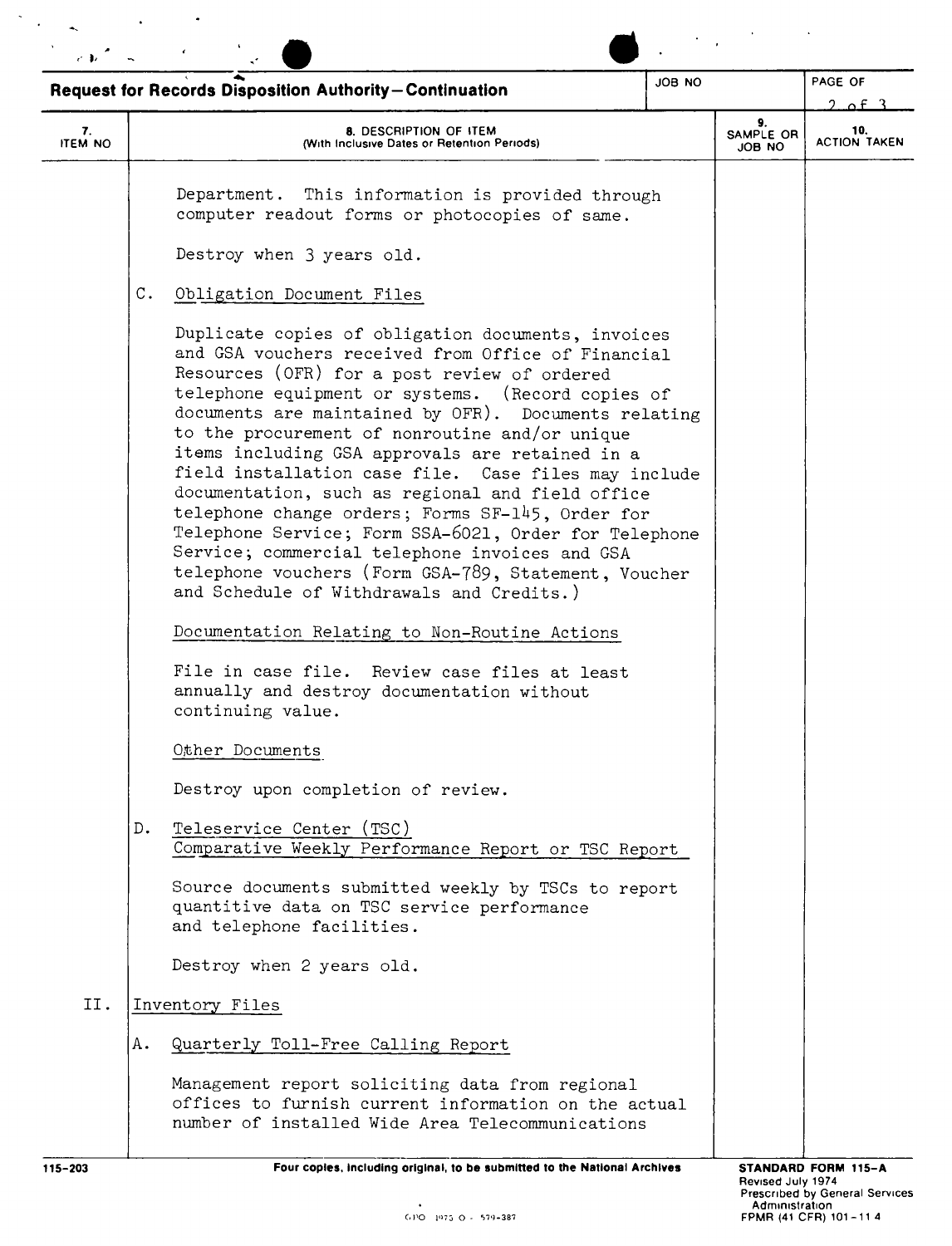**Request for Records Disposition Authority—Continuation**

| 7. ITEM NO | 8. DESCRIPTION OF ITEM (With Inclusive Dates or Retention Periods) | 9. SAMPLE OR JOB NO | 10. ACTION TAKEN |
|---|---|---|---|

Department. This information is provided through computer readout forms or photocopies of same.

Destroy when 3 years old.

C. Obligation Document Files

Duplicate copies of obligation documents, invoices and GSA vouchers received from Office of Financial Resources (OFR) for a post review of ordered telephone equipment or systems. (Record copies of documents are maintained by OFR). Documents relating to the procurement of nonroutine and/or unique items including GSA approvals are retained in a field installation case file. Case files may include documentation, such as regional and field office telephone change orders; Forms SF-145, Order for Telephone Service; Form SSA-6021, Order for Telephone Service; commercial telephone invoices and GSA telephone vouchers (Form GSA-789, Statement, Voucher and Schedule of Withdrawals and Credits.)

Documentation Relating to Non-Routine Actions

File in case file. Review case files at least annually and destroy documentation without continuing value.

Other Documents

Destroy upon completion of review.

D. Teleservice Center (TSC) Comparative Weekly Performance Report or TSC Report

Source documents submitted weekly by TSCs to report quantitive data on TSC service performance and telephone facilities.

Destroy when 2 years old.

II. Inventory Files

A. Quarterly Toll-Free Calling Report

Management report soliciting data from regional offices to furnish current information on the actual number of installed Wide Area Telecommunications

Four copies, including original, to be submitted to the National Archives

STANDARD FORM 115-A
Revised July 1974
Prescribed by General Services Administration
FPMR (41 CFR) 101-11.4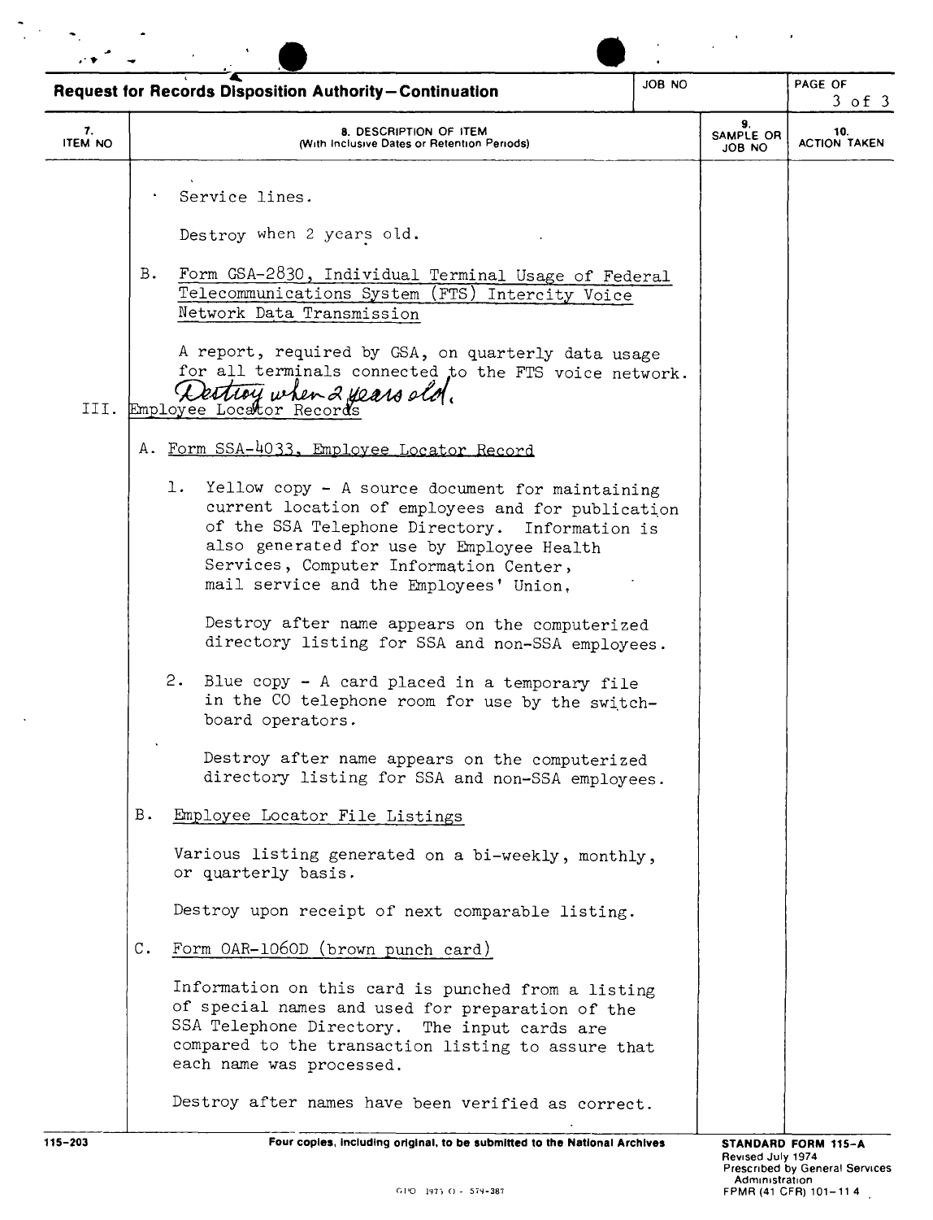**Request for Records Disposition Authority—Continuation**

JOB NO

PAGE 3 of 3

| 7. ITEM NO | 8. DESCRIPTION OF ITEM (With Inclusive Dates or Retention Periods) | 9. SAMPLE OR JOB NO | 10. ACTION TAKEN |
|---|---|---|---|
| | • Service lines.<br><br>Destroy when 2 years old.<br><br>B. Form GSA-2830, Individual Terminal Usage of Federal Telecommunications System (FTS) Intercity Voice Network Data Transmission<br><br>A report, required by GSA, on quarterly data usage for all terminals connected to the FTS voice network. *Destroy when 2 years old.* | | |
| III. | Employee Locator Records<br><br>A. Form SSA-4033, Employee Locator Record<br><br>1. Yellow copy - A source document for maintaining current location of employees and for publication of the SSA Telephone Directory. Information is also generated for use by Employee Health Services, Computer Information Center, mail service and the Employees' Union.<br><br>Destroy after name appears on the computerized directory listing for SSA and non-SSA employees.<br><br>2. Blue copy - A card placed in a temporary file in the CO telephone room for use by the switchboard operators.<br><br>Destroy after name appears on the computerized directory listing for SSA and non-SSA employees.<br><br>B. Employee Locator File Listings<br><br>Various listing generated on a bi-weekly, monthly, or quarterly basis.<br><br>Destroy upon receipt of next comparable listing.<br><br>C. Form OAR-1060D (brown punch card)<br><br>Information on this card is punched from a listing of special names and used for preparation of the SSA Telephone Directory. The input cards are compared to the transaction listing to assure that each name was processed.<br><br>Destroy after names have been verified as correct. | | |

115-203 Four copies, including original, to be submitted to the National Archives

STANDARD FORM 115-A
Revised July 1974
Prescribed by General Services Administration
FPMR (41 CFR) 101-11.4

GPO 1975 O - 579-387